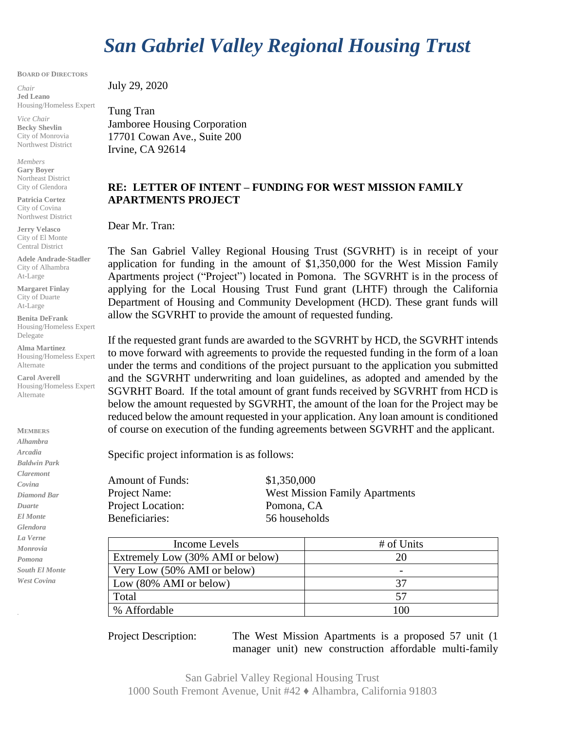# *San Gabriel Valley Regional Housing Trust*

**BOARD OF DIRECTORS**

*Chair*
**Jed Leano**
Housing/Homeless Expert

*Vice Chair*
**Becky Shevlin**
City of Monrovia
Northwest District

*Members*
**Gary Boyer**
Northeast District
City of Glendora

**Patricia Cortez**
City of Covina
Northwest District

**Jerry Velasco**
City of El Monte
Central District

**Adele Andrade-Stadler**
City of Alhambra
At-Large

**Margaret Finlay**
City of Duarte
At-Large

**Benita DeFrank**
Housing/Homeless Expert
Delegate

**Alma Martinez**
Housing/Homeless Expert
Alternate

**Carol Averell**
Housing/Homeless Expert
Alternate

**MEMBERS**
*Alhambra*
*Arcadia*
*Baldwin Park*
*Claremont*
*Covina*
*Diamond Bar*
*Duarte*
*El Monte*
*Glendora*
*La Verne*
*Monrovia*
*Pomona*
*South El Monte*
*West Covina*

July 29, 2020

Tung Tran
Jamboree Housing Corporation
17701 Cowan Ave., Suite 200
Irvine, CA 92614

**RE: LETTER OF INTENT – FUNDING FOR WEST MISSION FAMILY APARTMENTS PROJECT**

Dear Mr. Tran:

The San Gabriel Valley Regional Housing Trust (SGVRHT) is in receipt of your application for funding in the amount of $1,350,000 for the West Mission Family Apartments project ("Project") located in Pomona. The SGVRHT is in the process of applying for the Local Housing Trust Fund grant (LHTF) through the California Department of Housing and Community Development (HCD). These grant funds will allow the SGVRHT to provide the amount of requested funding.

If the requested grant funds are awarded to the SGVRHT by HCD, the SGVRHT intends to move forward with agreements to provide the requested funding in the form of a loan under the terms and conditions of the project pursuant to the application you submitted and the SGVRHT underwriting and loan guidelines, as adopted and amended by the SGVRHT Board. If the total amount of grant funds received by SGVRHT from HCD is below the amount requested by SGVRHT, the amount of the loan for the Project may be reduced below the amount requested in your application. Any loan amount is conditioned of course on execution of the funding agreements between SGVRHT and the applicant.

Specific project information is as follows:

Amount of Funds: $1,350,000
Project Name: West Mission Family Apartments
Project Location: Pomona, CA
Beneficiaries: 56 households

| Income Levels | # of Units |
|---|---|
| Extremely Low (30% AMI or below) | 20 |
| Very Low (50% AMI or below) | - |
| Low (80% AMI or below) | 37 |
| Total | 57 |
| % Affordable | 100 |

Project Description: The West Mission Apartments is a proposed 57 unit (1 manager unit) new construction affordable multi-family

San Gabriel Valley Regional Housing Trust
1000 South Fremont Avenue, Unit #42 ♦ Alhambra, California 91803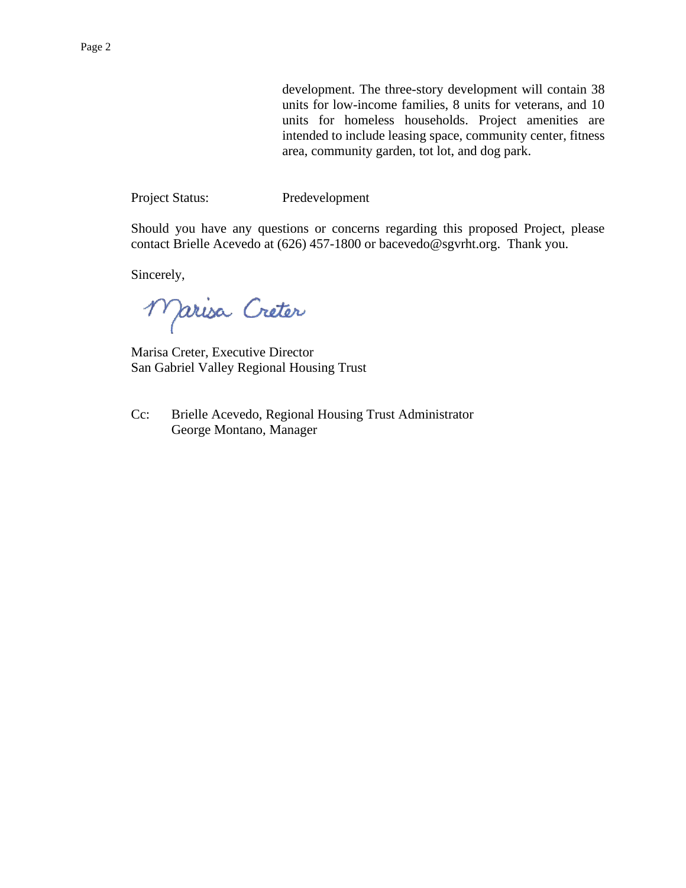development. The three-story development will contain 38 units for low-income families, 8 units for veterans, and 10 units for homeless households. Project amenities are intended to include leasing space, community center, fitness area, community garden, tot lot, and dog park.

Project Status: Predevelopment

Should you have any questions or concerns regarding this proposed Project, please contact Brielle Acevedo at (626) 457-1800 or bacevedo@sgvrht.org. Thank you.

Sincerely,

Marisa Creter

Marisa Creter, Executive Director
San Gabriel Valley Regional Housing Trust

Cc: Brielle Acevedo, Regional Housing Trust Administrator
George Montano, Manager